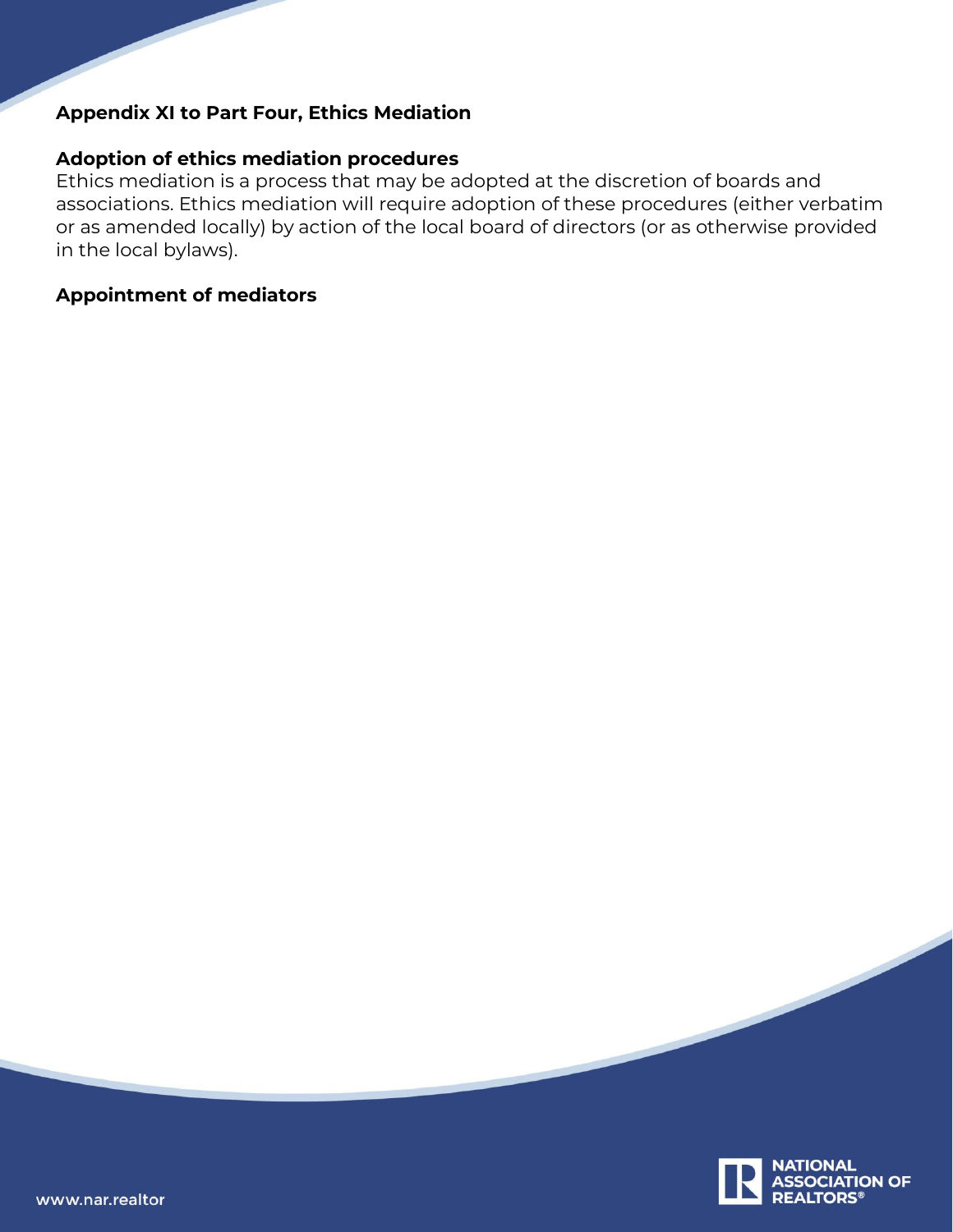## Appendix XI to Part Four, Ethics Mediation

### Adoption of ethics mediation procedures

Ethics mediation is a process that may be adopted at the discretion of boards and associations. Ethics mediation will require adoption of these procedures (either verbatim or as amended locally) by action of the local board of directors (or as otherwise provided in the local bylaws).

### Appointment of mediators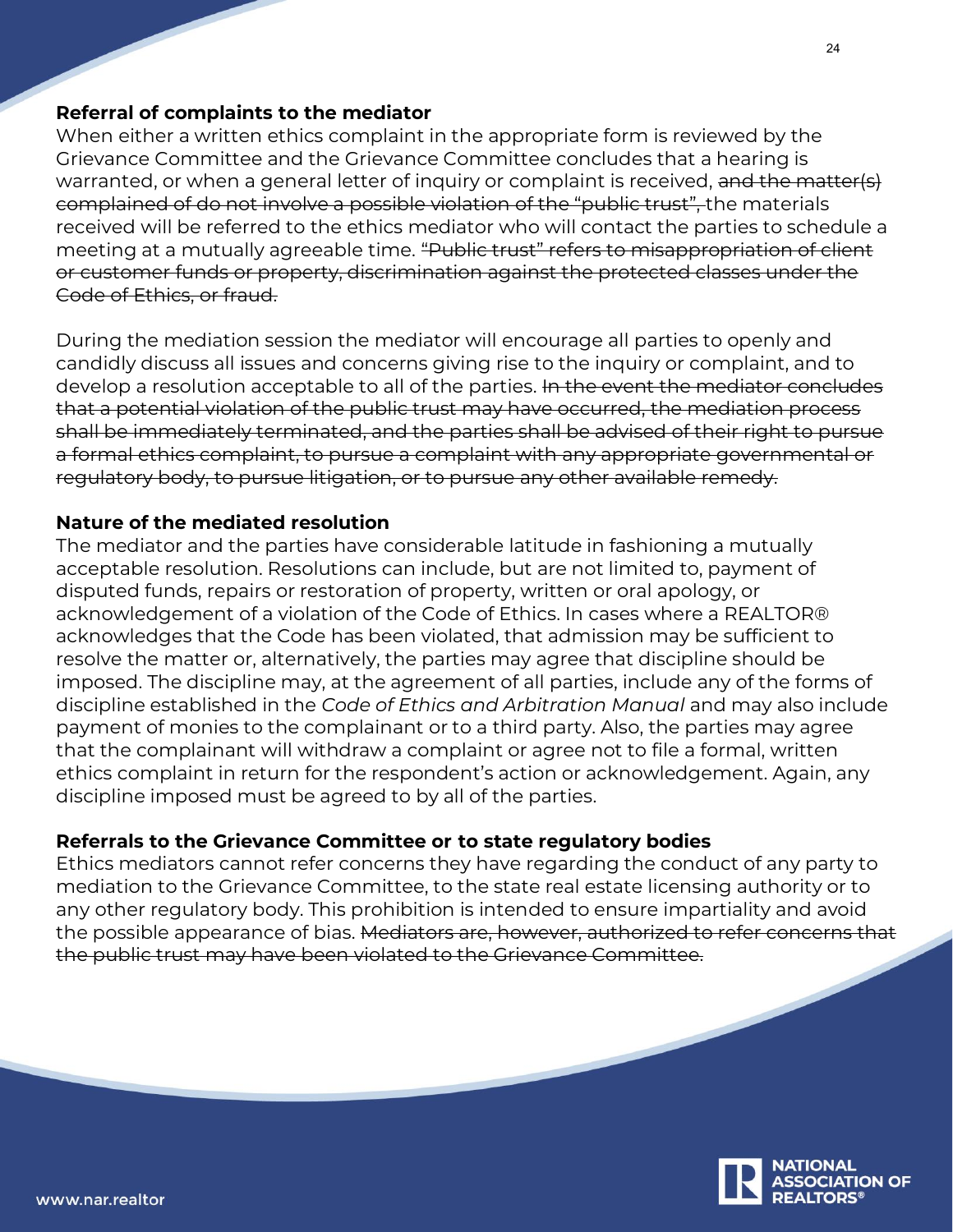## Referral of complaints to the mediator

When either a written ethics complaint in the appropriate form is reviewed by the Grievance Committee and the Grievance Committee concludes that a hearing is warranted, or when a general letter of inquiry or complaint is received, ~~and the matter(s) complained of do not involve a possible violation of the "public trust",~~ the materials received will be referred to the ethics mediator who will contact the parties to schedule a meeting at a mutually agreeable time. ~~"Public trust" refers to misappropriation of client or customer funds or property, discrimination against the protected classes under the Code of Ethics, or fraud.~~

During the mediation session the mediator will encourage all parties to openly and candidly discuss all issues and concerns giving rise to the inquiry or complaint, and to develop a resolution acceptable to all of the parties. ~~In the event the mediator concludes that a potential violation of the public trust may have occurred, the mediation process shall be immediately terminated, and the parties shall be advised of their right to pursue a formal ethics complaint, to pursue a complaint with any appropriate governmental or regulatory body, to pursue litigation, or to pursue any other available remedy.~~

## Nature of the mediated resolution

The mediator and the parties have considerable latitude in fashioning a mutually acceptable resolution. Resolutions can include, but are not limited to, payment of disputed funds, repairs or restoration of property, written or oral apology, or acknowledgement of a violation of the Code of Ethics. In cases where a REALTOR® acknowledges that the Code has been violated, that admission may be sufficient to resolve the matter or, alternatively, the parties may agree that discipline should be imposed. The discipline may, at the agreement of all parties, include any of the forms of discipline established in the *Code of Ethics and Arbitration Manual* and may also include payment of monies to the complainant or to a third party. Also, the parties may agree that the complainant will withdraw a complaint or agree not to file a formal, written ethics complaint in return for the respondent's action or acknowledgement. Again, any discipline imposed must be agreed to by all of the parties.

## Referrals to the Grievance Committee or to state regulatory bodies

Ethics mediators cannot refer concerns they have regarding the conduct of any party to mediation to the Grievance Committee, to the state real estate licensing authority or to any other regulatory body. This prohibition is intended to ensure impartiality and avoid the possible appearance of bias. ~~Mediators are, however, authorized to refer concerns that the public trust may have been violated to the Grievance Committee.~~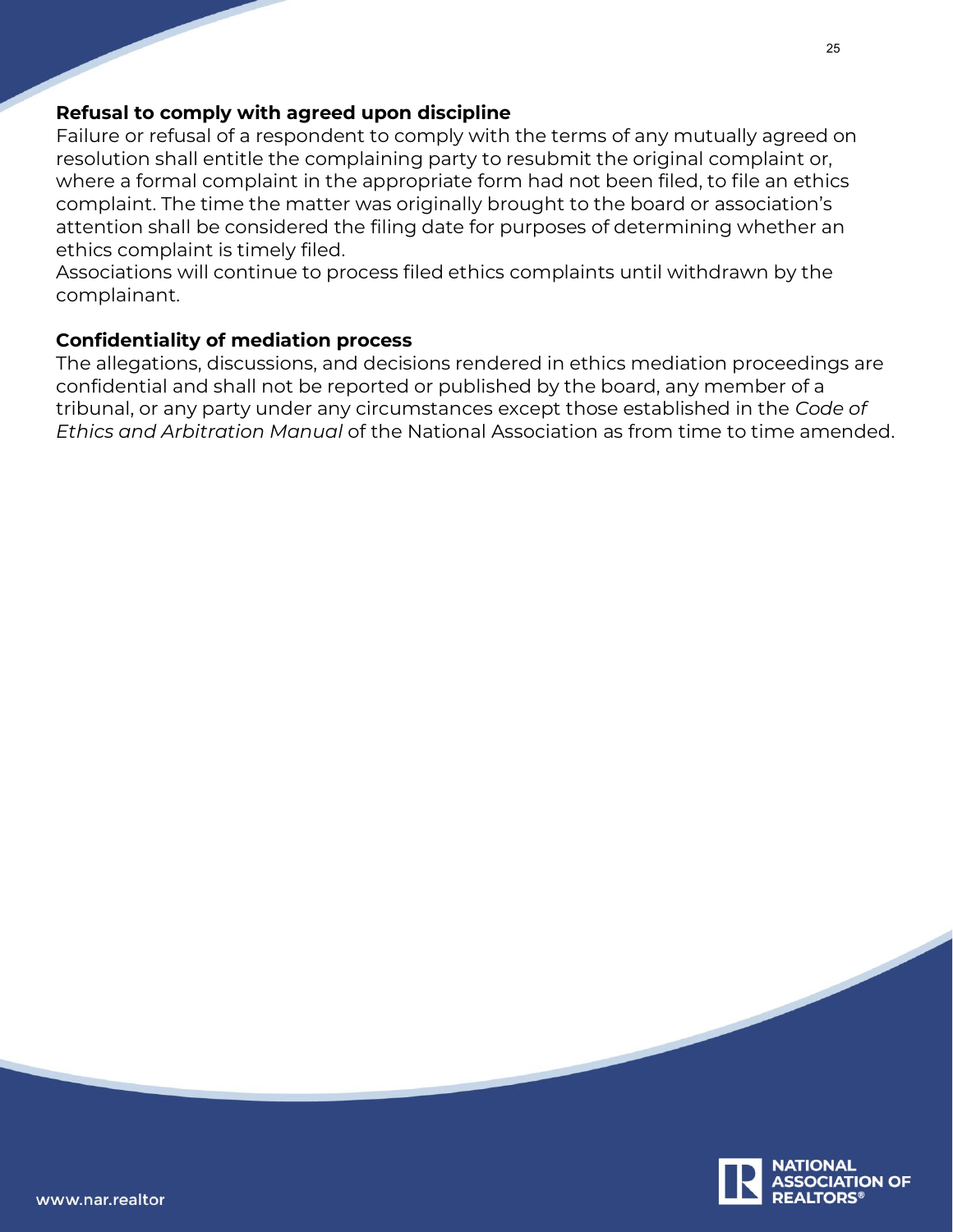### Refusal to comply with agreed upon discipline

Failure or refusal of a respondent to comply with the terms of any mutually agreed on resolution shall entitle the complaining party to resubmit the original complaint or, where a formal complaint in the appropriate form had not been filed, to file an ethics complaint. The time the matter was originally brought to the board or association's attention shall be considered the filing date for purposes of determining whether an ethics complaint is timely filed.

Associations will continue to process filed ethics complaints until withdrawn by the complainant.

### Confidentiality of mediation process

The allegations, discussions, and decisions rendered in ethics mediation proceedings are confidential and shall not be reported or published by the board, any member of a tribunal, or any party under any circumstances except those established in the *Code of Ethics and Arbitration Manual* of the National Association as from time to time amended.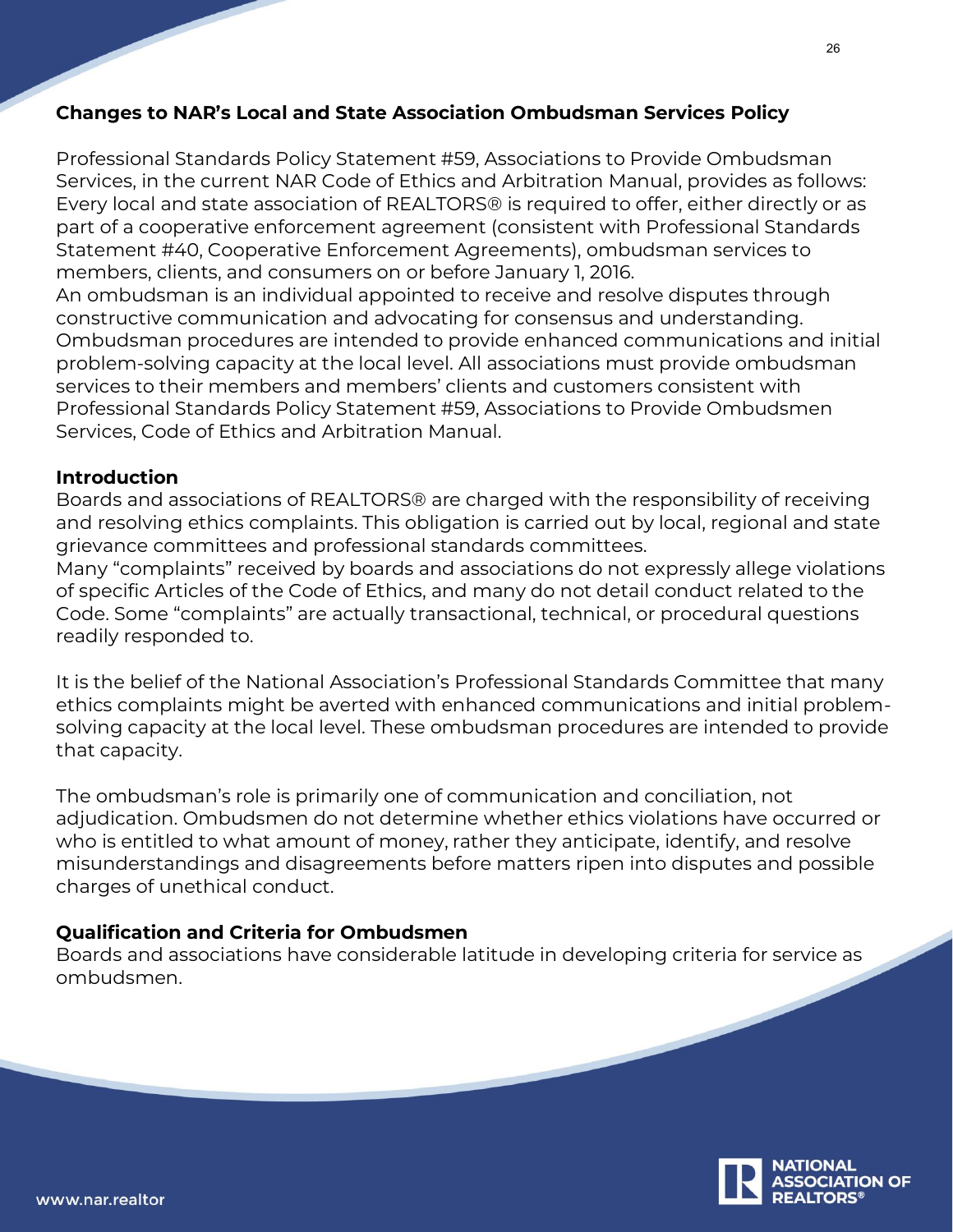## Changes to NAR's Local and State Association Ombudsman Services Policy

Professional Standards Policy Statement #59, Associations to Provide Ombudsman Services, in the current NAR Code of Ethics and Arbitration Manual, provides as follows: Every local and state association of REALTORS® is required to offer, either directly or as part of a cooperative enforcement agreement (consistent with Professional Standards Statement #40, Cooperative Enforcement Agreements), ombudsman services to members, clients, and consumers on or before January 1, 2016.

An ombudsman is an individual appointed to receive and resolve disputes through constructive communication and advocating for consensus and understanding. Ombudsman procedures are intended to provide enhanced communications and initial problem-solving capacity at the local level. All associations must provide ombudsman services to their members and members' clients and customers consistent with Professional Standards Policy Statement #59, Associations to Provide Ombudsmen Services, Code of Ethics and Arbitration Manual.

### Introduction

Boards and associations of REALTORS® are charged with the responsibility of receiving and resolving ethics complaints. This obligation is carried out by local, regional and state grievance committees and professional standards committees.

Many "complaints" received by boards and associations do not expressly allege violations of specific Articles of the Code of Ethics, and many do not detail conduct related to the Code. Some "complaints" are actually transactional, technical, or procedural questions readily responded to.

It is the belief of the National Association's Professional Standards Committee that many ethics complaints might be averted with enhanced communications and initial problem-solving capacity at the local level. These ombudsman procedures are intended to provide that capacity.

The ombudsman's role is primarily one of communication and conciliation, not adjudication. Ombudsmen do not determine whether ethics violations have occurred or who is entitled to what amount of money, rather they anticipate, identify, and resolve misunderstandings and disagreements before matters ripen into disputes and possible charges of unethical conduct.

### Qualification and Criteria for Ombudsmen

Boards and associations have considerable latitude in developing criteria for service as ombudsmen.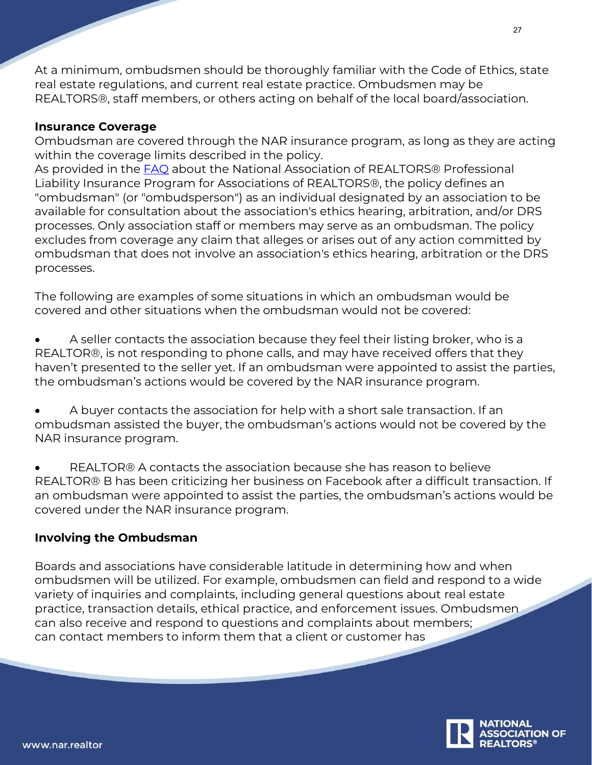At a minimum, ombudsmen should be thoroughly familiar with the Code of Ethics, state real estate regulations, and current real estate practice. Ombudsmen may be REALTORS®, staff members, or others acting on behalf of the local board/association.

## Insurance Coverage

Ombudsman are covered through the NAR insurance program, as long as they are acting within the coverage limits described in the policy.

As provided in the FAQ about the National Association of REALTORS® Professional Liability Insurance Program for Associations of REALTORS®, the policy defines an "ombudsman" (or "ombudsperson") as an individual designated by an association to be available for consultation about the association's ethics hearing, arbitration, and/or DRS processes. Only association staff or members may serve as an ombudsman. The policy excludes from coverage any claim that alleges or arises out of any action committed by ombudsman that does not involve an association's ethics hearing, arbitration or the DRS processes.

The following are examples of some situations in which an ombudsman would be covered and other situations when the ombudsman would not be covered:

- A seller contacts the association because they feel their listing broker, who is a REALTOR®, is not responding to phone calls, and may have received offers that they haven't presented to the seller yet. If an ombudsman were appointed to assist the parties, the ombudsman's actions would be covered by the NAR insurance program.

- A buyer contacts the association for help with a short sale transaction. If an ombudsman assisted the buyer, the ombudsman's actions would not be covered by the NAR insurance program.

- REALTOR® A contacts the association because she has reason to believe REALTOR® B has been criticizing her business on Facebook after a difficult transaction. If an ombudsman were appointed to assist the parties, the ombudsman's actions would be covered under the NAR insurance program.

## Involving the Ombudsman

Boards and associations have considerable latitude in determining how and when ombudsmen will be utilized. For example, ombudsmen can field and respond to a wide variety of inquiries and complaints, including general questions about real estate practice, transaction details, ethical practice, and enforcement issues. Ombudsmen can also receive and respond to questions and complaints about members; can contact members to inform them that a client or customer has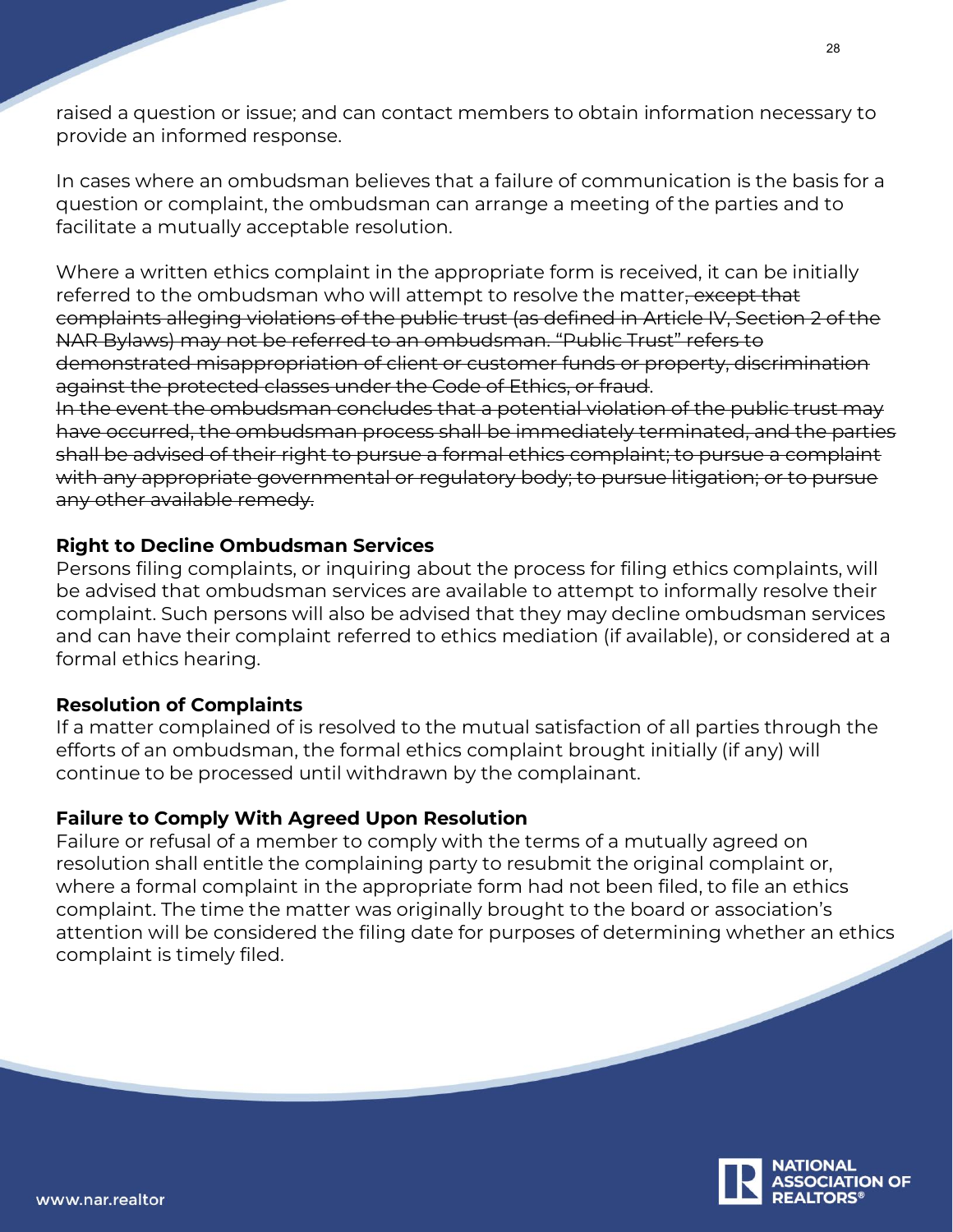raised a question or issue; and can contact members to obtain information necessary to provide an informed response.

In cases where an ombudsman believes that a failure of communication is the basis for a question or complaint, the ombudsman can arrange a meeting of the parties and to facilitate a mutually acceptable resolution.

Where a written ethics complaint in the appropriate form is received, it can be initially referred to the ombudsman who will attempt to resolve the matter~~, except that complaints alleging violations of the public trust (as defined in Article IV, Section 2 of the NAR Bylaws) may not be referred to an ombudsman. "Public Trust" refers to demonstrated misappropriation of client or customer funds or property, discrimination against the protected classes under the Code of Ethics, or fraud~~.
~~In the event the ombudsman concludes that a potential violation of the public trust may have occurred, the ombudsman process shall be immediately terminated, and the parties shall be advised of their right to pursue a formal ethics complaint; to pursue a complaint with any appropriate governmental or regulatory body; to pursue litigation; or to pursue any other available remedy.~~

**Right to Decline Ombudsman Services**

Persons filing complaints, or inquiring about the process for filing ethics complaints, will be advised that ombudsman services are available to attempt to informally resolve their complaint. Such persons will also be advised that they may decline ombudsman services and can have their complaint referred to ethics mediation (if available), or considered at a formal ethics hearing.

**Resolution of Complaints**

If a matter complained of is resolved to the mutual satisfaction of all parties through the efforts of an ombudsman, the formal ethics complaint brought initially (if any) will continue to be processed until withdrawn by the complainant.

**Failure to Comply With Agreed Upon Resolution**

Failure or refusal of a member to comply with the terms of a mutually agreed on resolution shall entitle the complaining party to resubmit the original complaint or, where a formal complaint in the appropriate form had not been filed, to file an ethics complaint. The time the matter was originally brought to the board or association's attention will be considered the filing date for purposes of determining whether an ethics complaint is timely filed.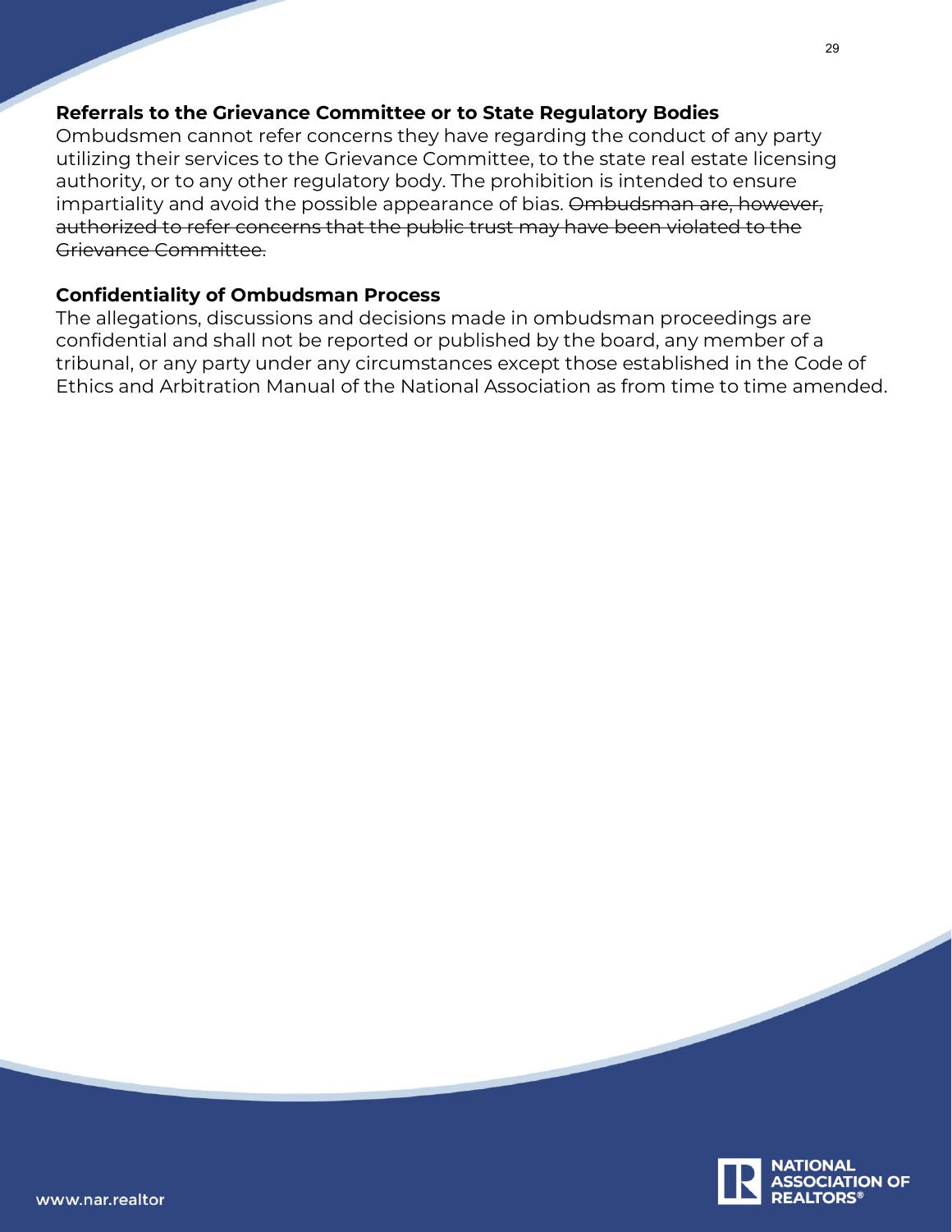## Referrals to the Grievance Committee or to State Regulatory Bodies

Ombudsmen cannot refer concerns they have regarding the conduct of any party utilizing their services to the Grievance Committee, to the state real estate licensing authority, or to any other regulatory body. The prohibition is intended to ensure impartiality and avoid the possible appearance of bias. ~~Ombudsman are, however, authorized to refer concerns that the public trust may have been violated to the Grievance Committee.~~

## Confidentiality of Ombudsman Process

The allegations, discussions and decisions made in ombudsman proceedings are confidential and shall not be reported or published by the board, any member of a tribunal, or any party under any circumstances except those established in the Code of Ethics and Arbitration Manual of the National Association as from time to time amended.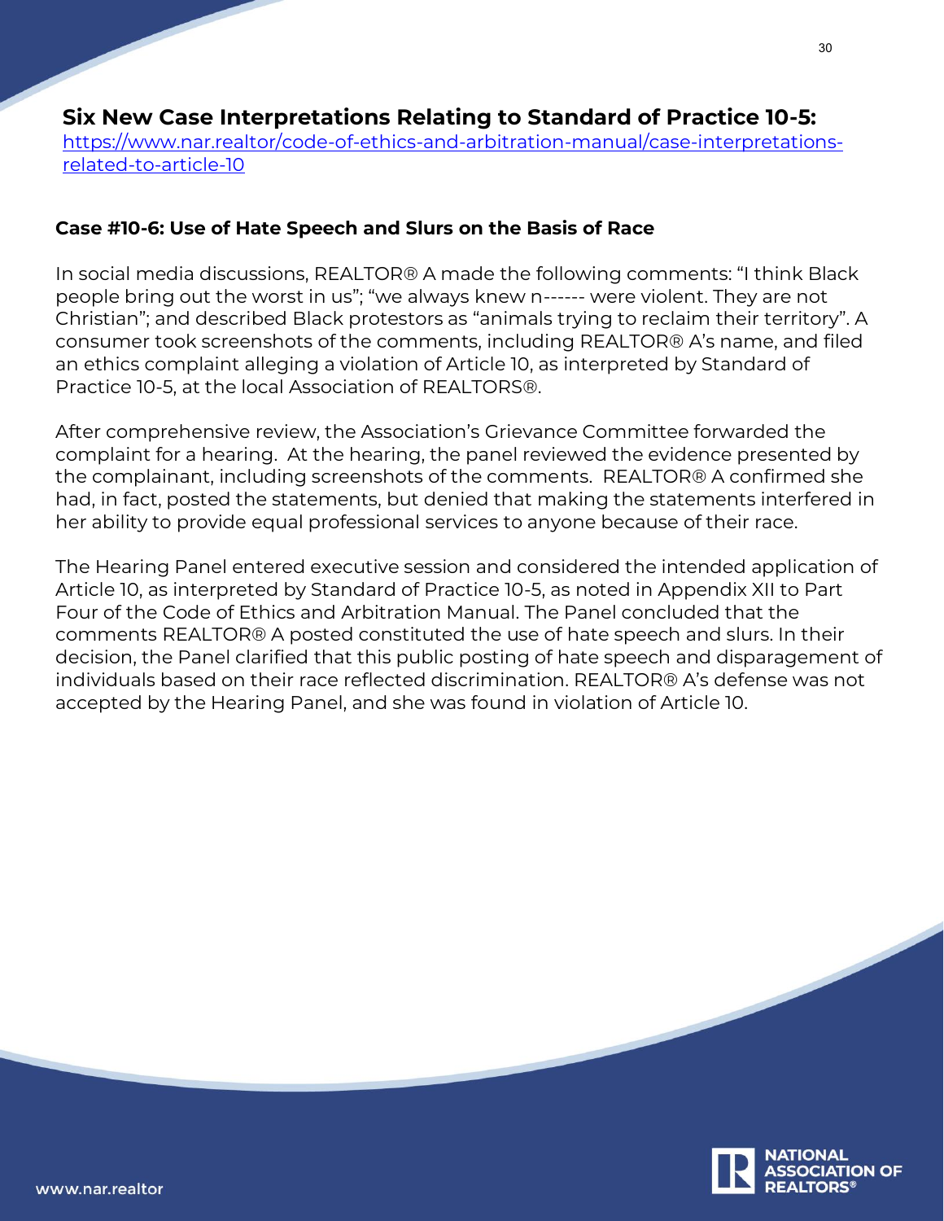## Six New Case Interpretations Relating to Standard of Practice 10-5:

[https://www.nar.realtor/code-of-ethics-and-arbitration-manual/case-interpretations-related-to-article-10](https://www.nar.realtor/code-of-ethics-and-arbitration-manual/case-interpretations-related-to-article-10)

### Case #10-6: Use of Hate Speech and Slurs on the Basis of Race

In social media discussions, REALTOR® A made the following comments: "I think Black people bring out the worst in us"; "we always knew n------ were violent. They are not Christian"; and described Black protestors as "animals trying to reclaim their territory". A consumer took screenshots of the comments, including REALTOR® A's name, and filed an ethics complaint alleging a violation of Article 10, as interpreted by Standard of Practice 10-5, at the local Association of REALTORS®.

After comprehensive review, the Association's Grievance Committee forwarded the complaint for a hearing. At the hearing, the panel reviewed the evidence presented by the complainant, including screenshots of the comments. REALTOR® A confirmed she had, in fact, posted the statements, but denied that making the statements interfered in her ability to provide equal professional services to anyone because of their race.

The Hearing Panel entered executive session and considered the intended application of Article 10, as interpreted by Standard of Practice 10-5, as noted in Appendix XII to Part Four of the Code of Ethics and Arbitration Manual. The Panel concluded that the comments REALTOR® A posted constituted the use of hate speech and slurs. In their decision, the Panel clarified that this public posting of hate speech and disparagement of individuals based on their race reflected discrimination. REALTOR® A's defense was not accepted by the Hearing Panel, and she was found in violation of Article 10.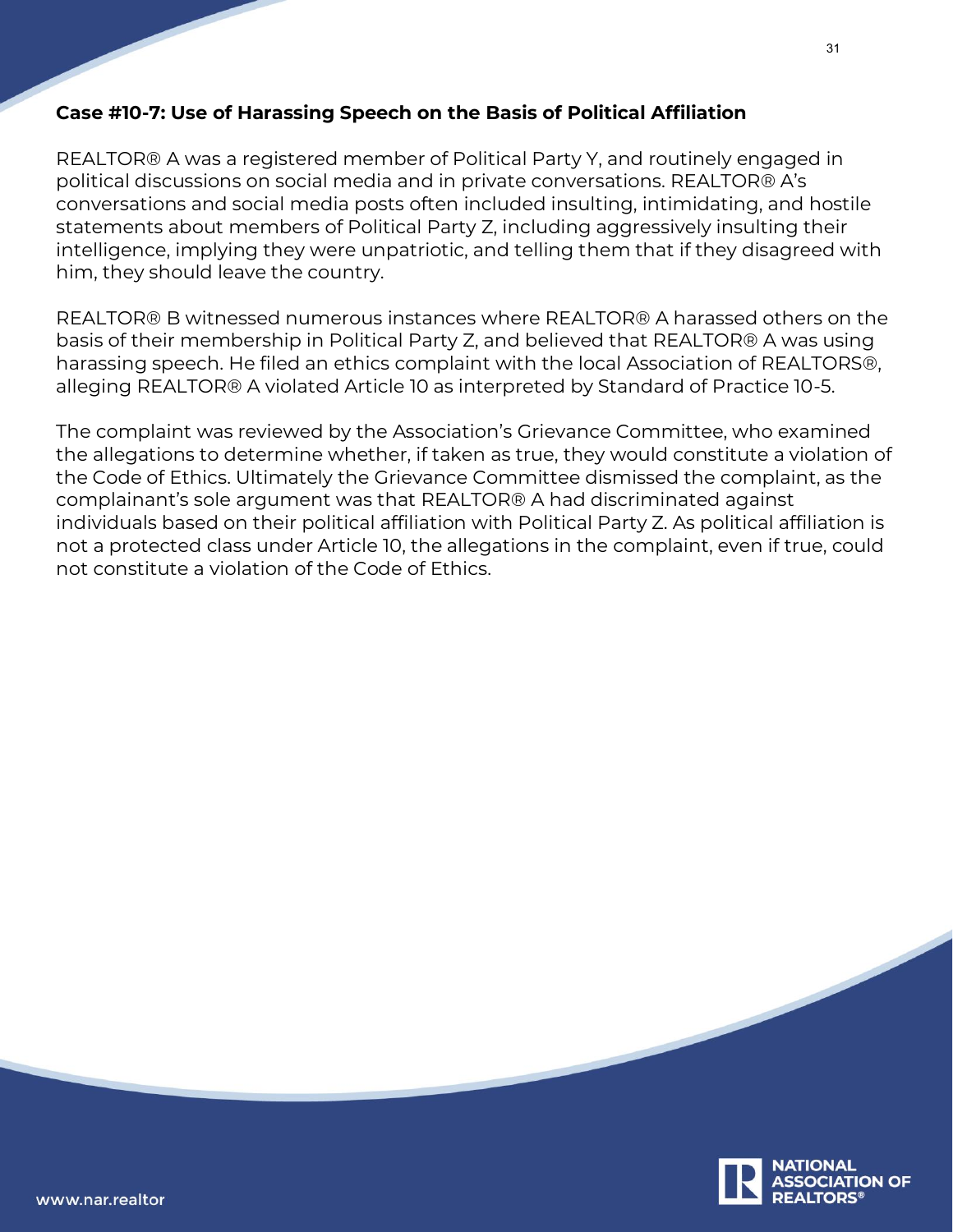## Case #10-7: Use of Harassing Speech on the Basis of Political Affiliation

REALTOR® A was a registered member of Political Party Y, and routinely engaged in political discussions on social media and in private conversations. REALTOR® A's conversations and social media posts often included insulting, intimidating, and hostile statements about members of Political Party Z, including aggressively insulting their intelligence, implying they were unpatriotic, and telling them that if they disagreed with him, they should leave the country.

REALTOR® B witnessed numerous instances where REALTOR® A harassed others on the basis of their membership in Political Party Z, and believed that REALTOR® A was using harassing speech. He filed an ethics complaint with the local Association of REALTORS®, alleging REALTOR® A violated Article 10 as interpreted by Standard of Practice 10-5.

The complaint was reviewed by the Association's Grievance Committee, who examined the allegations to determine whether, if taken as true, they would constitute a violation of the Code of Ethics. Ultimately the Grievance Committee dismissed the complaint, as the complainant's sole argument was that REALTOR® A had discriminated against individuals based on their political affiliation with Political Party Z. As political affiliation is not a protected class under Article 10, the allegations in the complaint, even if true, could not constitute a violation of the Code of Ethics.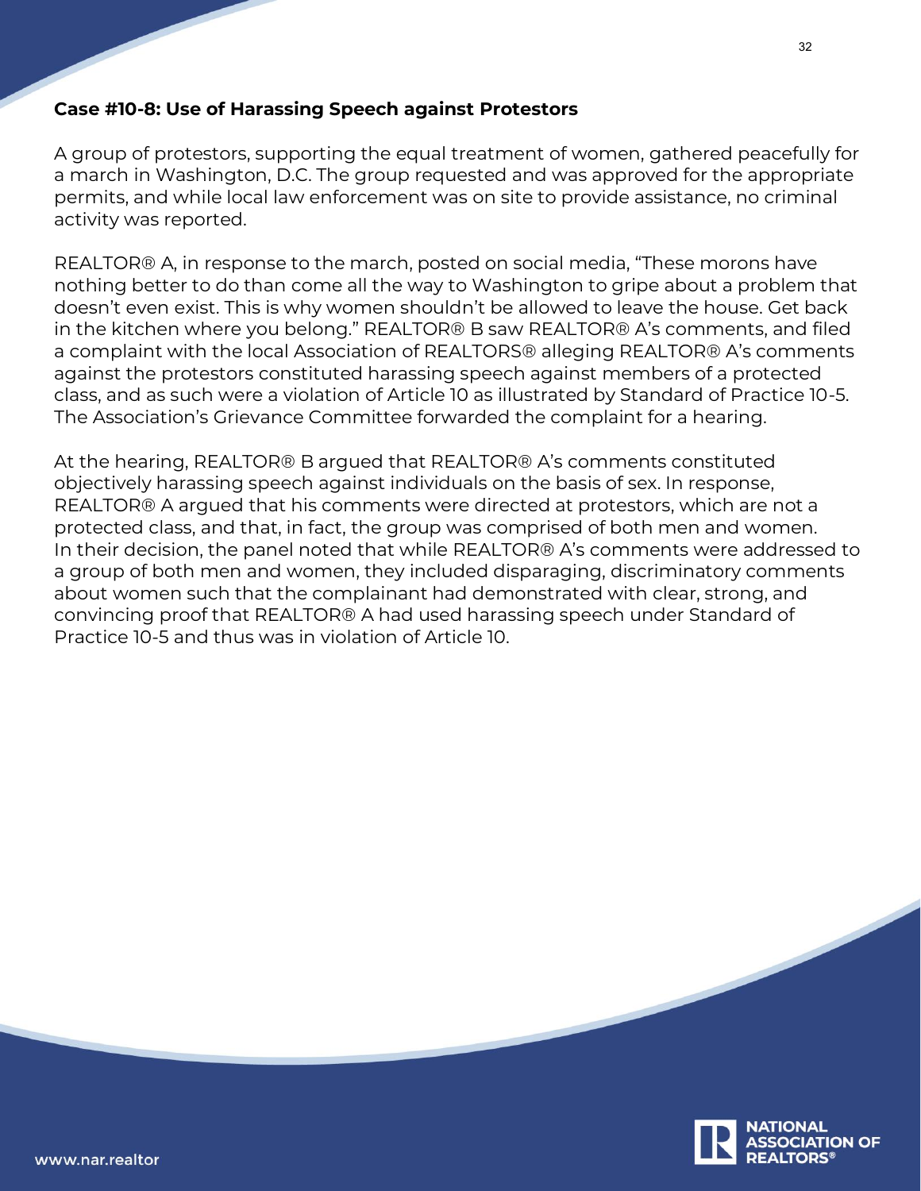### Case #10-8: Use of Harassing Speech against Protestors

A group of protestors, supporting the equal treatment of women, gathered peacefully for a march in Washington, D.C. The group requested and was approved for the appropriate permits, and while local law enforcement was on site to provide assistance, no criminal activity was reported.

REALTOR® A, in response to the march, posted on social media, "These morons have nothing better to do than come all the way to Washington to gripe about a problem that doesn't even exist. This is why women shouldn't be allowed to leave the house. Get back in the kitchen where you belong." REALTOR® B saw REALTOR® A's comments, and filed a complaint with the local Association of REALTORS® alleging REALTOR® A's comments against the protestors constituted harassing speech against members of a protected class, and as such were a violation of Article 10 as illustrated by Standard of Practice 10-5. The Association's Grievance Committee forwarded the complaint for a hearing.

At the hearing, REALTOR® B argued that REALTOR® A's comments constituted objectively harassing speech against individuals on the basis of sex. In response, REALTOR® A argued that his comments were directed at protestors, which are not a protected class, and that, in fact, the group was comprised of both men and women. In their decision, the panel noted that while REALTOR® A's comments were addressed to a group of both men and women, they included disparaging, discriminatory comments about women such that the complainant had demonstrated with clear, strong, and convincing proof that REALTOR® A had used harassing speech under Standard of Practice 10-5 and thus was in violation of Article 10.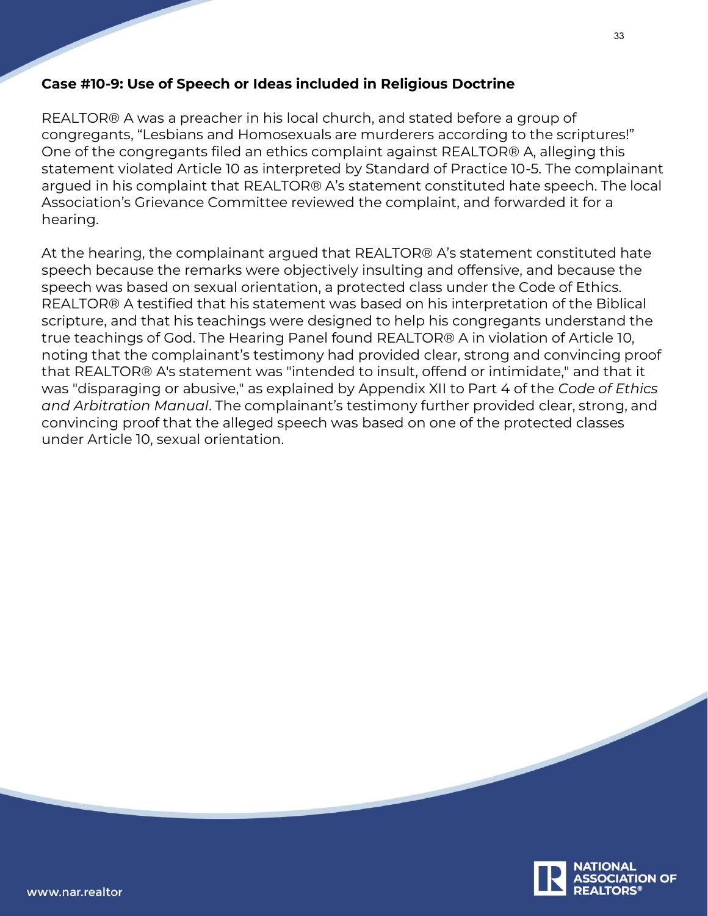### Case #10-9: Use of Speech or Ideas included in Religious Doctrine

REALTOR® A was a preacher in his local church, and stated before a group of congregants, "Lesbians and Homosexuals are murderers according to the scriptures!" One of the congregants filed an ethics complaint against REALTOR® A, alleging this statement violated Article 10 as interpreted by Standard of Practice 10-5. The complainant argued in his complaint that REALTOR® A's statement constituted hate speech. The local Association's Grievance Committee reviewed the complaint, and forwarded it for a hearing.

At the hearing, the complainant argued that REALTOR® A's statement constituted hate speech because the remarks were objectively insulting and offensive, and because the speech was based on sexual orientation, a protected class under the Code of Ethics. REALTOR® A testified that his statement was based on his interpretation of the Biblical scripture, and that his teachings were designed to help his congregants understand the true teachings of God. The Hearing Panel found REALTOR® A in violation of Article 10, noting that the complainant's testimony had provided clear, strong and convincing proof that REALTOR® A's statement was "intended to insult, offend or intimidate," and that it was "disparaging or abusive," as explained by Appendix XII to Part 4 of the *Code of Ethics and Arbitration Manual*. The complainant's testimony further provided clear, strong, and convincing proof that the alleged speech was based on one of the protected classes under Article 10, sexual orientation.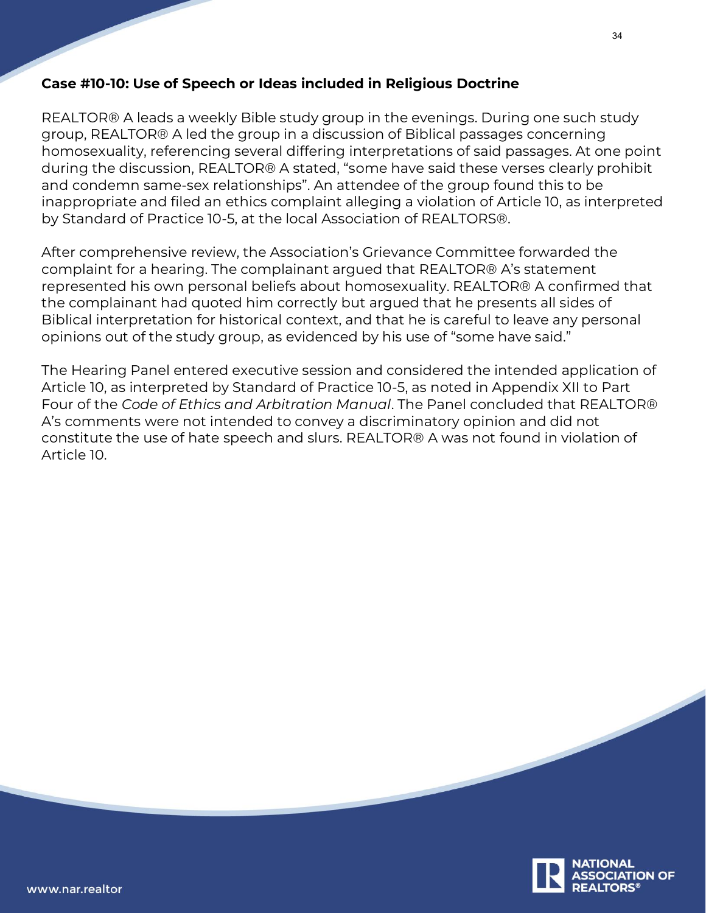### Case #10-10: Use of Speech or Ideas included in Religious Doctrine

REALTOR® A leads a weekly Bible study group in the evenings. During one such study group, REALTOR® A led the group in a discussion of Biblical passages concerning homosexuality, referencing several differing interpretations of said passages. At one point during the discussion, REALTOR® A stated, "some have said these verses clearly prohibit and condemn same-sex relationships". An attendee of the group found this to be inappropriate and filed an ethics complaint alleging a violation of Article 10, as interpreted by Standard of Practice 10-5, at the local Association of REALTORS®.

After comprehensive review, the Association's Grievance Committee forwarded the complaint for a hearing. The complainant argued that REALTOR® A's statement represented his own personal beliefs about homosexuality. REALTOR® A confirmed that the complainant had quoted him correctly but argued that he presents all sides of Biblical interpretation for historical context, and that he is careful to leave any personal opinions out of the study group, as evidenced by his use of "some have said."

The Hearing Panel entered executive session and considered the intended application of Article 10, as interpreted by Standard of Practice 10-5, as noted in Appendix XII to Part Four of the *Code of Ethics and Arbitration Manual*. The Panel concluded that REALTOR® A's comments were not intended to convey a discriminatory opinion and did not constitute the use of hate speech and slurs. REALTOR® A was not found in violation of Article 10.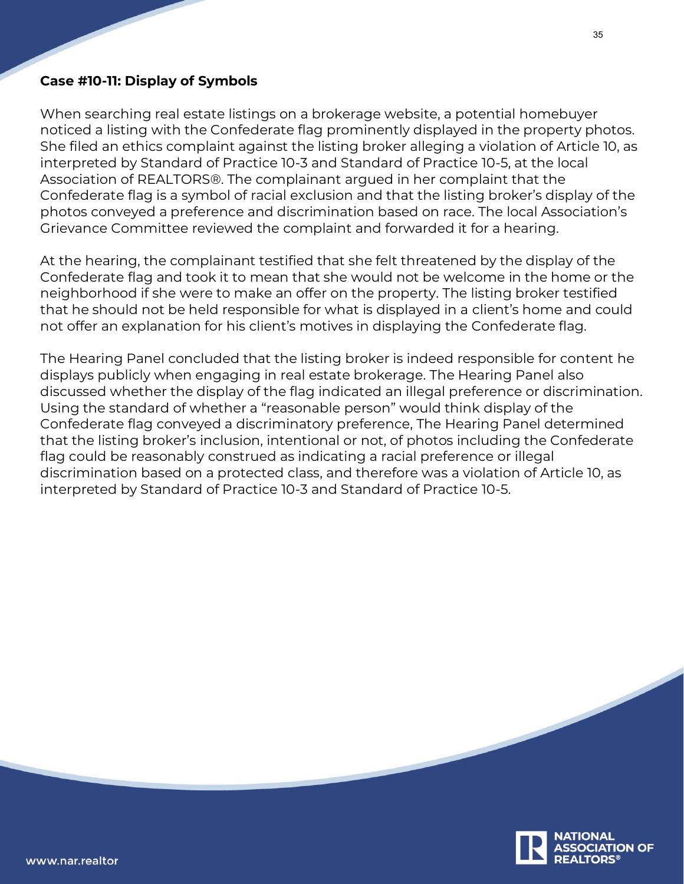### Case #10-11: Display of Symbols

When searching real estate listings on a brokerage website, a potential homebuyer noticed a listing with the Confederate flag prominently displayed in the property photos. She filed an ethics complaint against the listing broker alleging a violation of Article 10, as interpreted by Standard of Practice 10-3 and Standard of Practice 10-5, at the local Association of REALTORS®. The complainant argued in her complaint that the Confederate flag is a symbol of racial exclusion and that the listing broker's display of the photos conveyed a preference and discrimination based on race. The local Association's Grievance Committee reviewed the complaint and forwarded it for a hearing.

At the hearing, the complainant testified that she felt threatened by the display of the Confederate flag and took it to mean that she would not be welcome in the home or the neighborhood if she were to make an offer on the property. The listing broker testified that he should not be held responsible for what is displayed in a client's home and could not offer an explanation for his client's motives in displaying the Confederate flag.

The Hearing Panel concluded that the listing broker is indeed responsible for content he displays publicly when engaging in real estate brokerage. The Hearing Panel also discussed whether the display of the flag indicated an illegal preference or discrimination. Using the standard of whether a "reasonable person" would think display of the Confederate flag conveyed a discriminatory preference, The Hearing Panel determined that the listing broker's inclusion, intentional or not, of photos including the Confederate flag could be reasonably construed as indicating a racial preference or illegal discrimination based on a protected class, and therefore was a violation of Article 10, as interpreted by Standard of Practice 10-3 and Standard of Practice 10-5.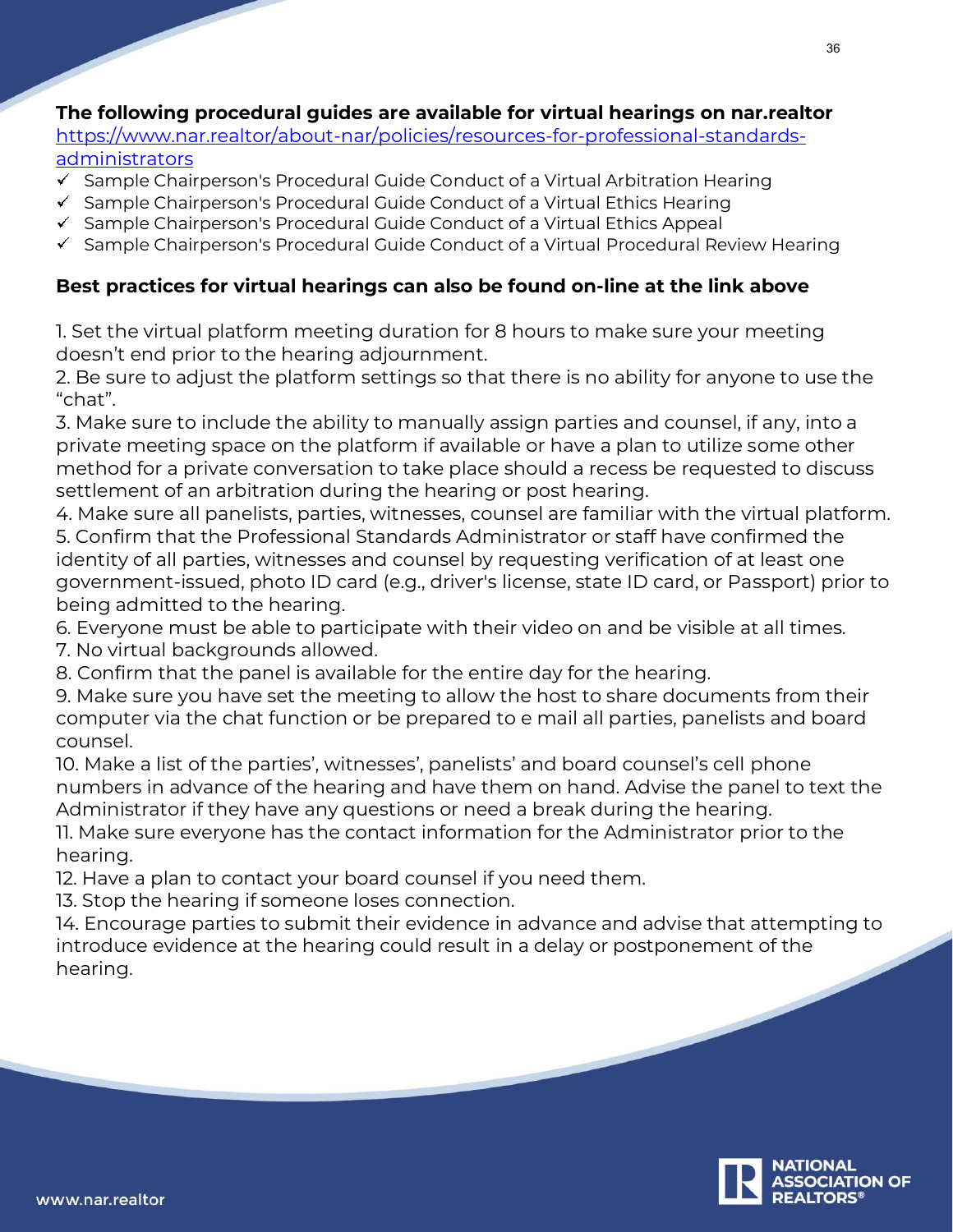**The following procedural guides are available for virtual hearings on nar.realtor**
[https://www.nar.realtor/about-nar/policies/resources-for-professional-standards-administrators](https://www.nar.realtor/about-nar/policies/resources-for-professional-standards-administrators)

- ✓ Sample Chairperson's Procedural Guide Conduct of a Virtual Arbitration Hearing
- ✓ Sample Chairperson's Procedural Guide Conduct of a Virtual Ethics Hearing
- ✓ Sample Chairperson's Procedural Guide Conduct of a Virtual Ethics Appeal
- ✓ Sample Chairperson's Procedural Guide Conduct of a Virtual Procedural Review Hearing

**Best practices for virtual hearings can also be found on-line at the link above**

1. Set the virtual platform meeting duration for 8 hours to make sure your meeting doesn't end prior to the hearing adjournment.
2. Be sure to adjust the platform settings so that there is no ability for anyone to use the "chat".
3. Make sure to include the ability to manually assign parties and counsel, if any, into a private meeting space on the platform if available or have a plan to utilize some other method for a private conversation to take place should a recess be requested to discuss settlement of an arbitration during the hearing or post hearing.
4. Make sure all panelists, parties, witnesses, counsel are familiar with the virtual platform.
5. Confirm that the Professional Standards Administrator or staff have confirmed the identity of all parties, witnesses and counsel by requesting verification of at least one government-issued, photo ID card (e.g., driver's license, state ID card, or Passport) prior to being admitted to the hearing.
6. Everyone must be able to participate with their video on and be visible at all times.
7. No virtual backgrounds allowed.
8. Confirm that the panel is available for the entire day for the hearing.
9. Make sure you have set the meeting to allow the host to share documents from their computer via the chat function or be prepared to e mail all parties, panelists and board counsel.
10. Make a list of the parties', witnesses', panelists' and board counsel's cell phone numbers in advance of the hearing and have them on hand. Advise the panel to text the Administrator if they have any questions or need a break during the hearing.
11. Make sure everyone has the contact information for the Administrator prior to the hearing.
12. Have a plan to contact your board counsel if you need them.
13. Stop the hearing if someone loses connection.
14. Encourage parties to submit their evidence in advance and advise that attempting to introduce evidence at the hearing could result in a delay or postponement of the hearing.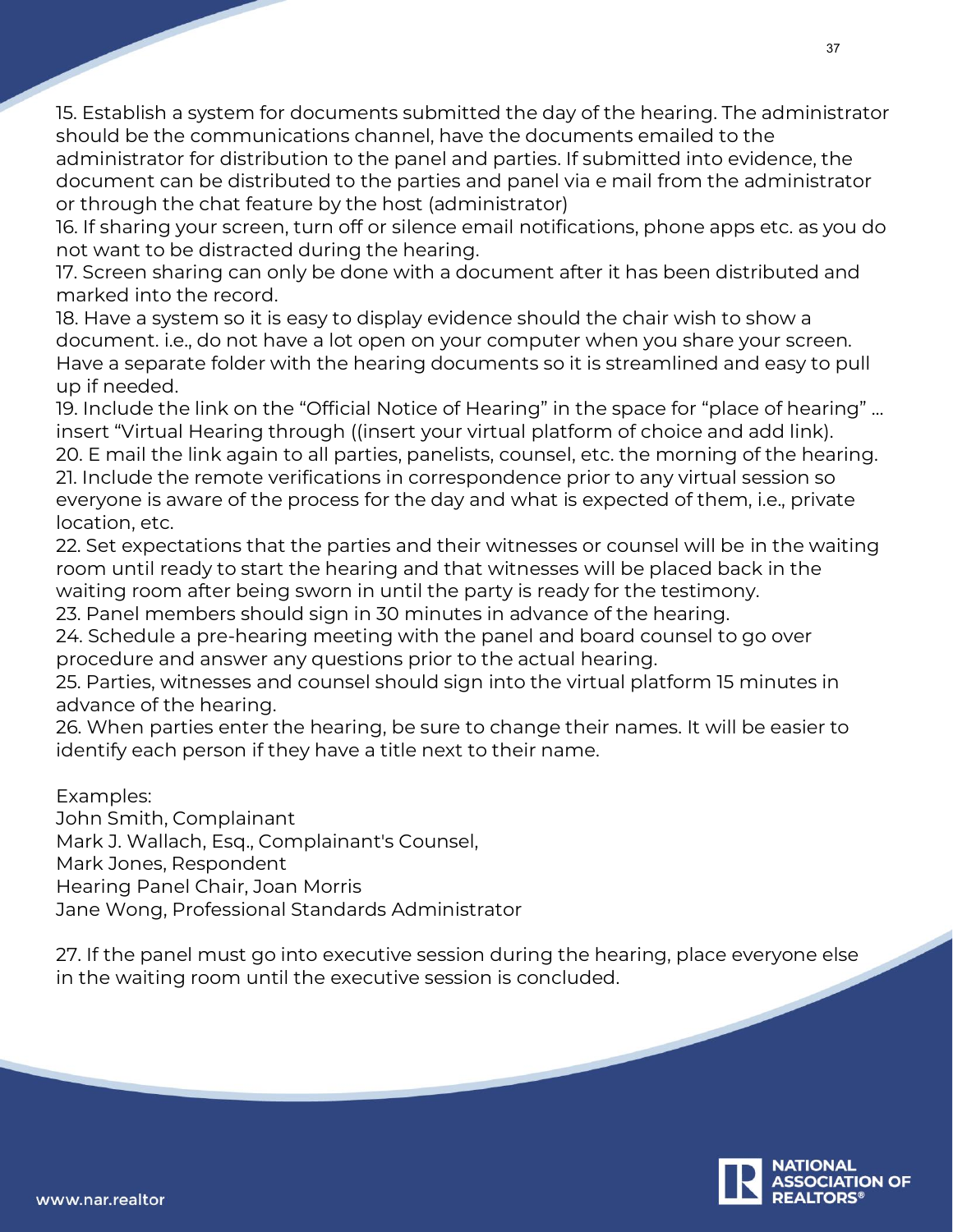15. Establish a system for documents submitted the day of the hearing. The administrator should be the communications channel, have the documents emailed to the administrator for distribution to the panel and parties. If submitted into evidence, the document can be distributed to the parties and panel via e mail from the administrator or through the chat feature by the host (administrator)

16. If sharing your screen, turn off or silence email notifications, phone apps etc. as you do not want to be distracted during the hearing.

17. Screen sharing can only be done with a document after it has been distributed and marked into the record.

18. Have a system so it is easy to display evidence should the chair wish to show a document. i.e., do not have a lot open on your computer when you share your screen. Have a separate folder with the hearing documents so it is streamlined and easy to pull up if needed.

19. Include the link on the "Official Notice of Hearing" in the space for "place of hearing" … insert "Virtual Hearing through ((insert your virtual platform of choice and add link).

20. E mail the link again to all parties, panelists, counsel, etc. the morning of the hearing.

21. Include the remote verifications in correspondence prior to any virtual session so everyone is aware of the process for the day and what is expected of them, i.e., private location, etc.

22. Set expectations that the parties and their witnesses or counsel will be in the waiting room until ready to start the hearing and that witnesses will be placed back in the waiting room after being sworn in until the party is ready for the testimony.

23. Panel members should sign in 30 minutes in advance of the hearing.

24. Schedule a pre-hearing meeting with the panel and board counsel to go over procedure and answer any questions prior to the actual hearing.

25. Parties, witnesses and counsel should sign into the virtual platform 15 minutes in advance of the hearing.

26. When parties enter the hearing, be sure to change their names. It will be easier to identify each person if they have a title next to their name.

Examples:
John Smith, Complainant
Mark J. Wallach, Esq., Complainant's Counsel,
Mark Jones, Respondent
Hearing Panel Chair, Joan Morris
Jane Wong, Professional Standards Administrator

27. If the panel must go into executive session during the hearing, place everyone else in the waiting room until the executive session is concluded.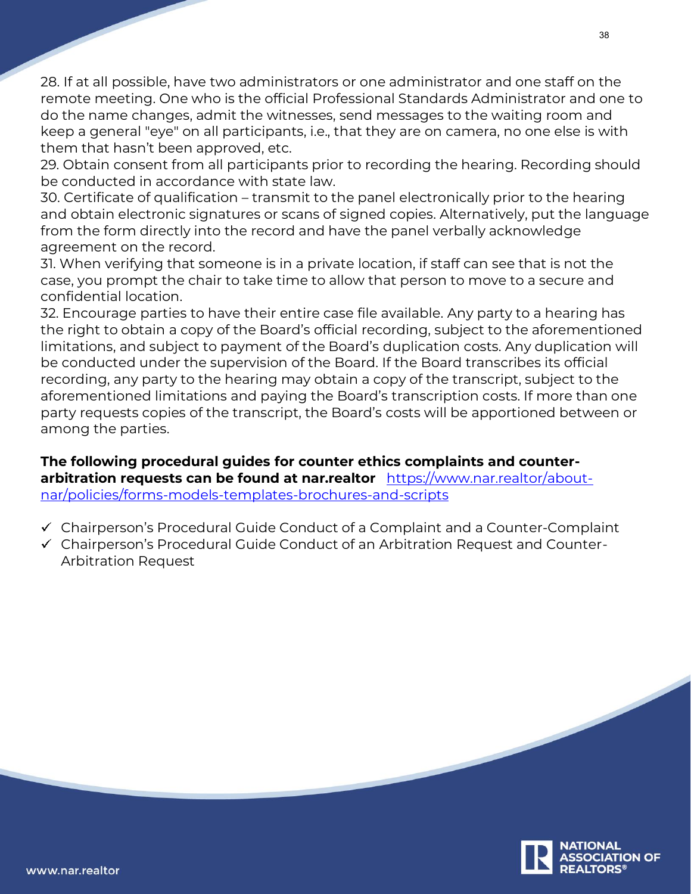28. If at all possible, have two administrators or one administrator and one staff on the remote meeting. One who is the official Professional Standards Administrator and one to do the name changes, admit the witnesses, send messages to the waiting room and keep a general "eye" on all participants, i.e., that they are on camera, no one else is with them that hasn't been approved, etc.
29. Obtain consent from all participants prior to recording the hearing. Recording should be conducted in accordance with state law.
30. Certificate of qualification – transmit to the panel electronically prior to the hearing and obtain electronic signatures or scans of signed copies. Alternatively, put the language from the form directly into the record and have the panel verbally acknowledge agreement on the record.
31. When verifying that someone is in a private location, if staff can see that is not the case, you prompt the chair to take time to allow that person to move to a secure and confidential location.
32. Encourage parties to have their entire case file available. Any party to a hearing has the right to obtain a copy of the Board's official recording, subject to the aforementioned limitations, and subject to payment of the Board's duplication costs. Any duplication will be conducted under the supervision of the Board. If the Board transcribes its official recording, any party to the hearing may obtain a copy of the transcript, subject to the aforementioned limitations and paying the Board's transcription costs. If more than one party requests copies of the transcript, the Board's costs will be apportioned between or among the parties.

**The following procedural guides for counter ethics complaints and counter-arbitration requests can be found at nar.realtor** [https://www.nar.realtor/about-nar/policies/forms-models-templates-brochures-and-scripts](https://www.nar.realtor/about-nar/policies/forms-models-templates-brochures-and-scripts)

- ✓ Chairperson's Procedural Guide Conduct of a Complaint and a Counter-Complaint
- ✓ Chairperson's Procedural Guide Conduct of an Arbitration Request and Counter-Arbitration Request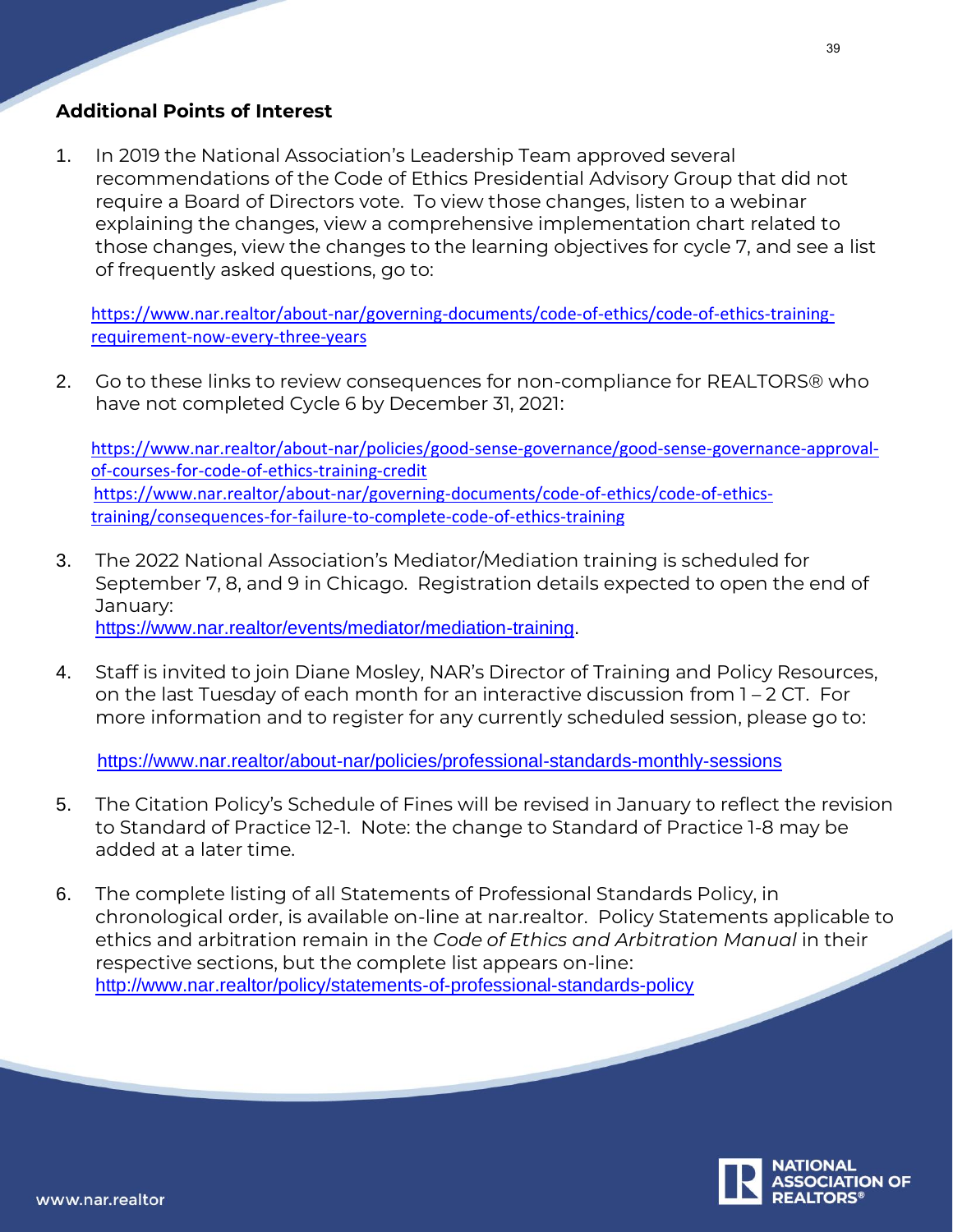## Additional Points of Interest

1. In 2019 the National Association's Leadership Team approved several recommendations of the Code of Ethics Presidential Advisory Group that did not require a Board of Directors vote. To view those changes, listen to a webinar explaining the changes, view a comprehensive implementation chart related to those changes, view the changes to the learning objectives for cycle 7, and see a list of frequently asked questions, go to:

   https://www.nar.realtor/about-nar/governing-documents/code-of-ethics/code-of-ethics-training-requirement-now-every-three-years

2. Go to these links to review consequences for non-compliance for REALTORS® who have not completed Cycle 6 by December 31, 2021:

   https://www.nar.realtor/about-nar/policies/good-sense-governance/good-sense-governance-approval-of-courses-for-code-of-ethics-training-credit
   https://www.nar.realtor/about-nar/governing-documents/code-of-ethics/code-of-ethics-training/consequences-for-failure-to-complete-code-of-ethics-training

3. The 2022 National Association's Mediator/Mediation training is scheduled for September 7, 8, and 9 in Chicago. Registration details expected to open the end of January:
   https://www.nar.realtor/events/mediator/mediation-training.

4. Staff is invited to join Diane Mosley, NAR's Director of Training and Policy Resources, on the last Tuesday of each month for an interactive discussion from 1 – 2 CT. For more information and to register for any currently scheduled session, please go to:

   https://www.nar.realtor/about-nar/policies/professional-standards-monthly-sessions

5. The Citation Policy's Schedule of Fines will be revised in January to reflect the revision to Standard of Practice 12-1. Note: the change to Standard of Practice 1-8 may be added at a later time.

6. The complete listing of all Statements of Professional Standards Policy, in chronological order, is available on-line at nar.realtor. Policy Statements applicable to ethics and arbitration remain in the *Code of Ethics and Arbitration Manual* in their respective sections, but the complete list appears on-line:
   http://www.nar.realtor/policy/statements-of-professional-standards-policy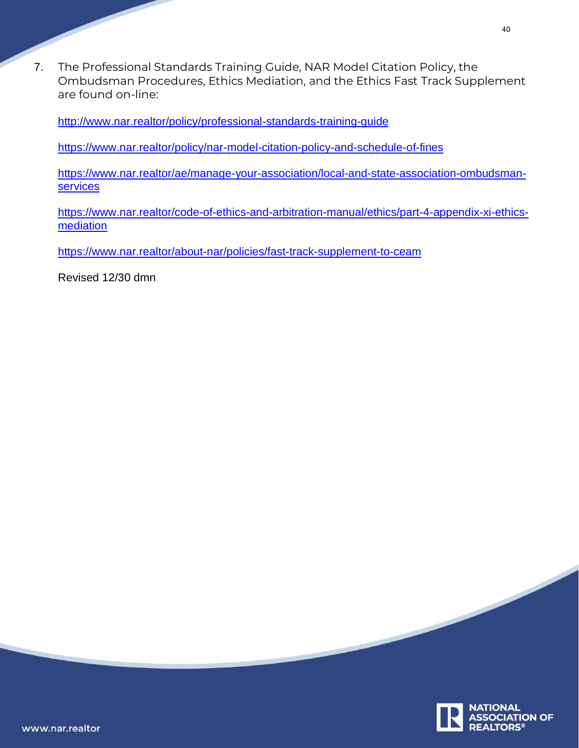7. The Professional Standards Training Guide, NAR Model Citation Policy, the Ombudsman Procedures, Ethics Mediation, and the Ethics Fast Track Supplement are found on-line:

   http://www.nar.realtor/policy/professional-standards-training-guide

   https://www.nar.realtor/policy/nar-model-citation-policy-and-schedule-of-fines

   https://www.nar.realtor/ae/manage-your-association/local-and-state-association-ombudsman-services

   https://www.nar.realtor/code-of-ethics-and-arbitration-manual/ethics/part-4-appendix-xi-ethics-mediation

   https://www.nar.realtor/about-nar/policies/fast-track-supplement-to-ceam

   Revised 12/30 dmn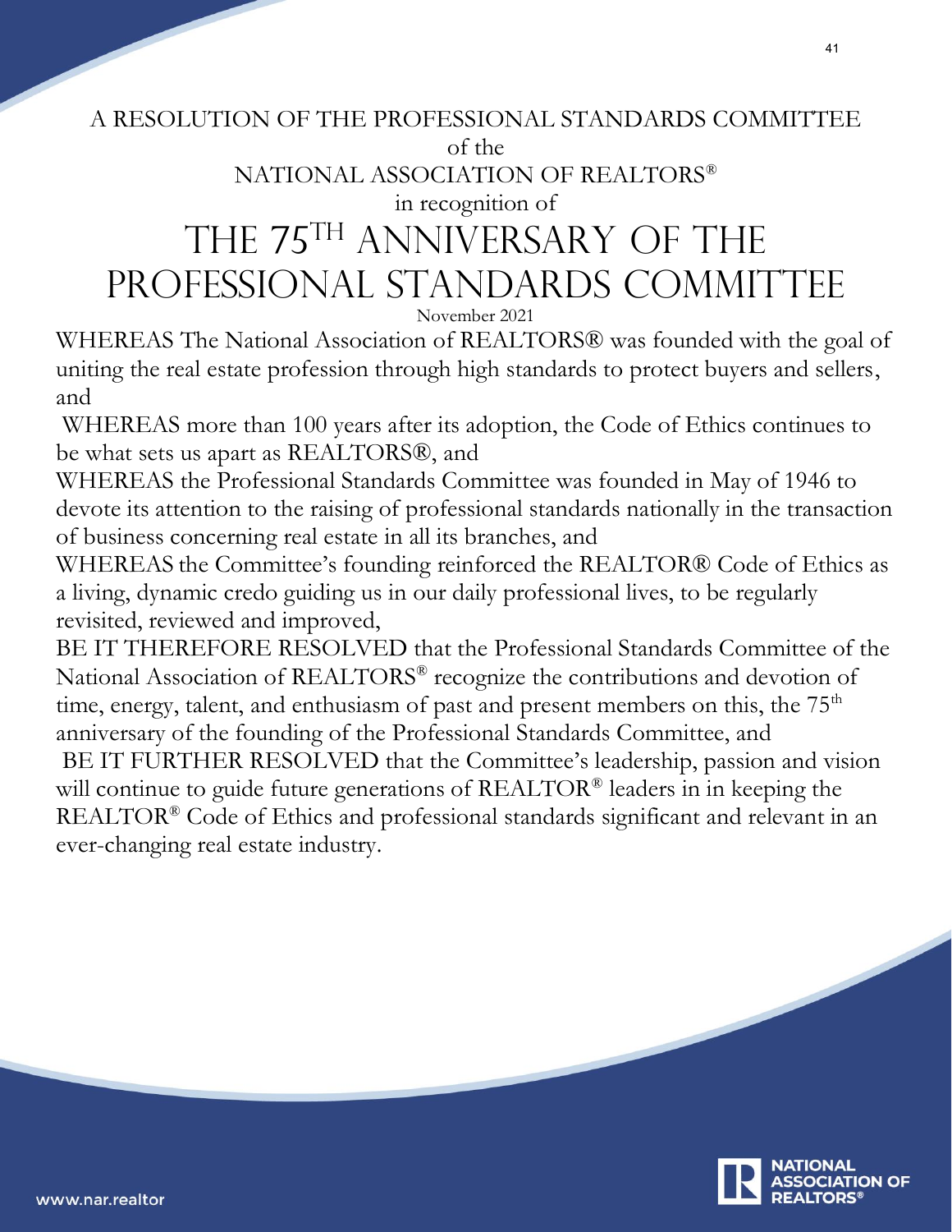A RESOLUTION OF THE PROFESSIONAL STANDARDS COMMITTEE

of the

NATIONAL ASSOCIATION OF REALTORS®

in recognition of

# THE 75TH ANNIVERSARY OF THE PROFESSIONAL STANDARDS COMMITTEE

November 2021

WHEREAS The National Association of REALTORS® was founded with the goal of uniting the real estate profession through high standards to protect buyers and sellers, and

WHEREAS more than 100 years after its adoption, the Code of Ethics continues to be what sets us apart as REALTORS®, and

WHEREAS the Professional Standards Committee was founded in May of 1946 to devote its attention to the raising of professional standards nationally in the transaction of business concerning real estate in all its branches, and

WHEREAS the Committee's founding reinforced the REALTOR® Code of Ethics as a living, dynamic credo guiding us in our daily professional lives, to be regularly revisited, reviewed and improved,

BE IT THEREFORE RESOLVED that the Professional Standards Committee of the National Association of REALTORS® recognize the contributions and devotion of time, energy, talent, and enthusiasm of past and present members on this, the 75th anniversary of the founding of the Professional Standards Committee, and

BE IT FURTHER RESOLVED that the Committee's leadership, passion and vision will continue to guide future generations of REALTOR® leaders in in keeping the REALTOR® Code of Ethics and professional standards significant and relevant in an ever-changing real estate industry.